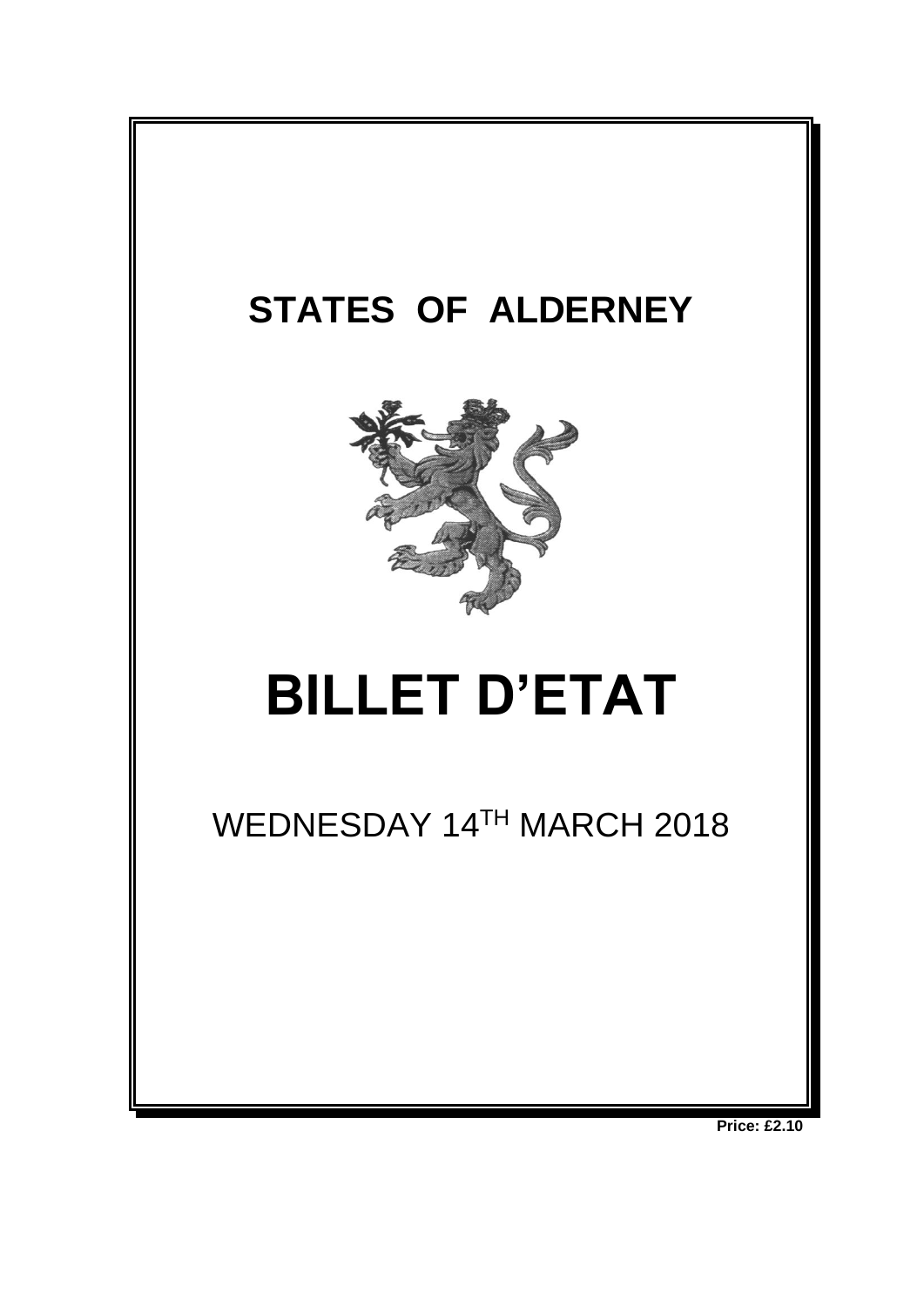# STATES OF ALDERNEY

# BILLET D'ETAT

WEDNESDAY 14TH MARCH 2018

**Price: £2.10**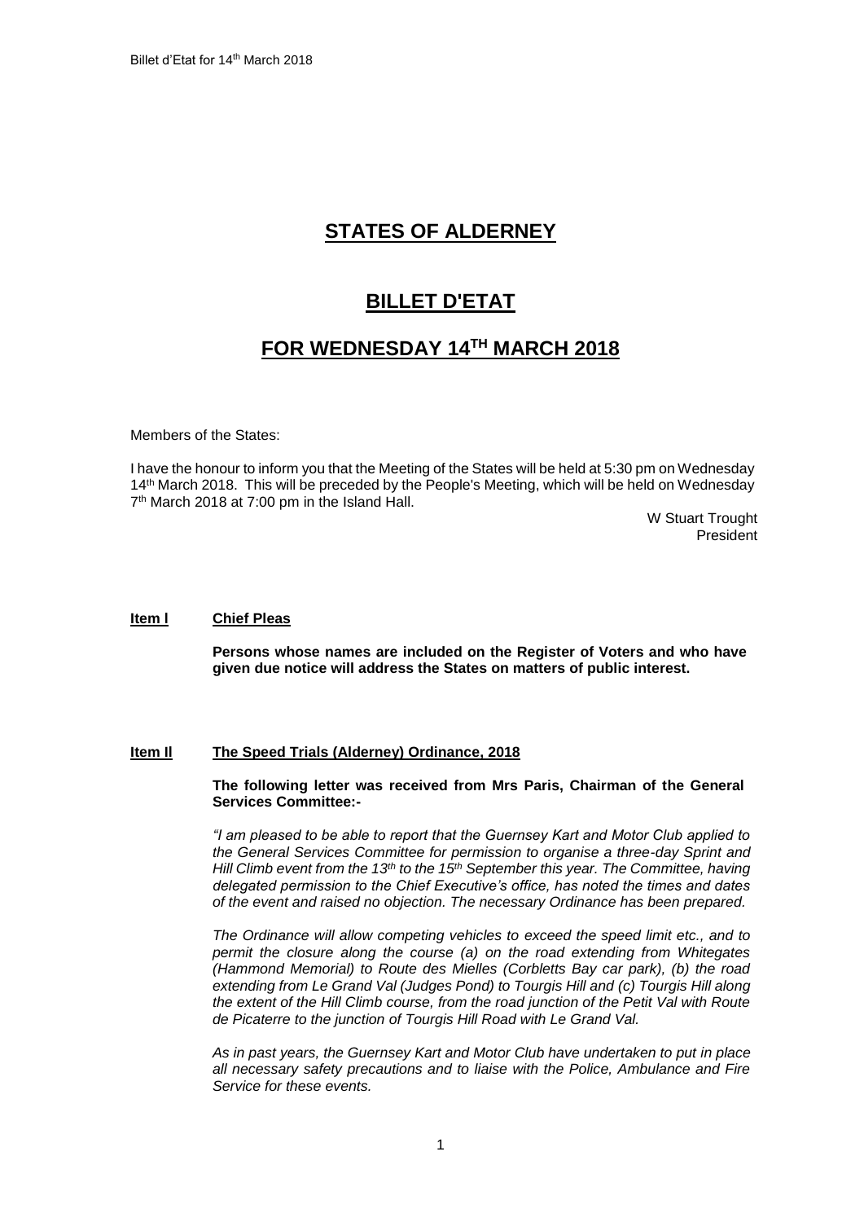# STATES OF ALDERNEY

# BILLET D'ETAT

# FOR WEDNESDAY 14TH MARCH 2018

Members of the States:

I have the honour to inform you that the Meeting of the States will be held at 5:30 pm on Wednesday 14th March 2018. This will be preceded by the People's Meeting, which will be held on Wednesday 7th March 2018 at 7:00 pm in the Island Hall.

W Stuart Trought
President

**Item l** **Chief Pleas**

**Persons whose names are included on the Register of Voters and who have given due notice will address the States on matters of public interest.**

**Item ll** **The Speed Trials (Alderney) Ordinance, 2018**

**The following letter was received from Mrs Paris, Chairman of the General Services Committee:-**

*"I am pleased to be able to report that the Guernsey Kart and Motor Club applied to the General Services Committee for permission to organise a three-day Sprint and Hill Climb event from the 13th to the 15th September this year. The Committee, having delegated permission to the Chief Executive's office, has noted the times and dates of the event and raised no objection. The necessary Ordinance has been prepared.*

*The Ordinance will allow competing vehicles to exceed the speed limit etc., and to permit the closure along the course (a) on the road extending from Whitegates (Hammond Memorial) to Route des Mielles (Corbletts Bay car park), (b) the road extending from Le Grand Val (Judges Pond) to Tourgis Hill and (c) Tourgis Hill along the extent of the Hill Climb course, from the road junction of the Petit Val with Route de Picaterre to the junction of Tourgis Hill Road with Le Grand Val.*

*As in past years, the Guernsey Kart and Motor Club have undertaken to put in place all necessary safety precautions and to liaise with the Police, Ambulance and Fire Service for these events.*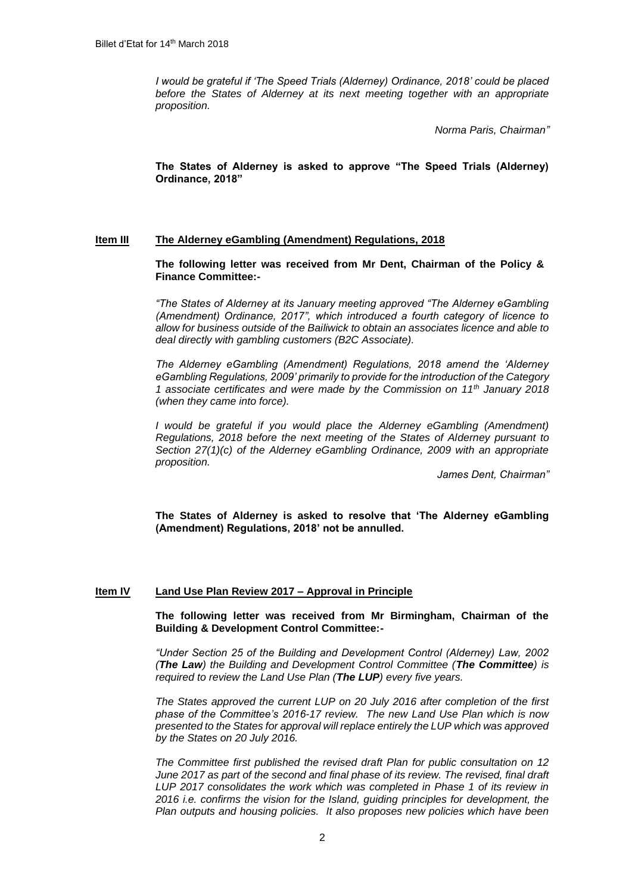*I would be grateful if 'The Speed Trials (Alderney) Ordinance, 2018' could be placed before the States of Alderney at its next meeting together with an appropriate proposition.*

*Norma Paris, Chairman"*

**The States of Alderney is asked to approve "The Speed Trials (Alderney) Ordinance, 2018"**

## **Item III** <u>**The Alderney eGambling (Amendment) Regulations, 2018**</u>

**The following letter was received from Mr Dent, Chairman of the Policy & Finance Committee:-**

*"The States of Alderney at its January meeting approved "The Alderney eGambling (Amendment) Ordinance, 2017", which introduced a fourth category of licence to allow for business outside of the Bailiwick to obtain an associates licence and able to deal directly with gambling customers (B2C Associate).*

*The Alderney eGambling (Amendment) Regulations, 2018 amend the 'Alderney eGambling Regulations, 2009' primarily to provide for the introduction of the Category 1 associate certificates and were made by the Commission on 11th January 2018 (when they came into force).*

*I would be grateful if you would place the Alderney eGambling (Amendment) Regulations, 2018 before the next meeting of the States of Alderney pursuant to Section 27(1)(c) of the Alderney eGambling Ordinance, 2009 with an appropriate proposition.*

*James Dent, Chairman"*

**The States of Alderney is asked to resolve that 'The Alderney eGambling (Amendment) Regulations, 2018' not be annulled.**

## **Item IV** <u>**Land Use Plan Review 2017 – Approval in Principle**</u>

**The following letter was received from Mr Birmingham, Chairman of the Building & Development Control Committee:-**

*"Under Section 25 of the Building and Development Control (Alderney) Law, 2002 (**The Law**) the Building and Development Control Committee (**The Committee**) is required to review the Land Use Plan (**The LUP**) every five years.*

*The States approved the current LUP on 20 July 2016 after completion of the first phase of the Committee's 2016-17 review. The new Land Use Plan which is now presented to the States for approval will replace entirely the LUP which was approved by the States on 20 July 2016.*

*The Committee first published the revised draft Plan for public consultation on 12 June 2017 as part of the second and final phase of its review. The revised, final draft LUP 2017 consolidates the work which was completed in Phase 1 of its review in 2016 i.e. confirms the vision for the Island, guiding principles for development, the Plan outputs and housing policies. It also proposes new policies which have been*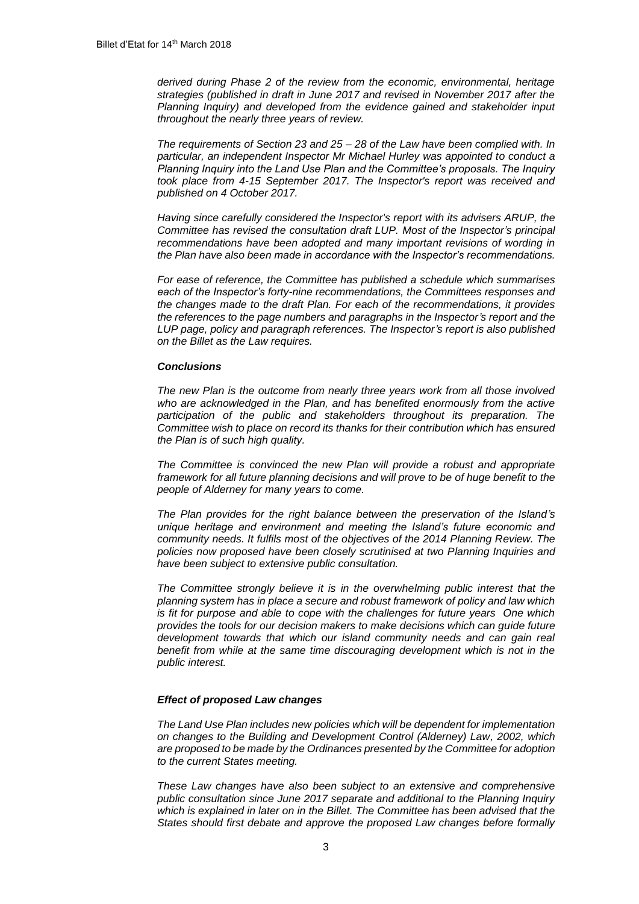*derived during Phase 2 of the review from the economic, environmental, heritage strategies (published in draft in June 2017 and revised in November 2017 after the Planning Inquiry) and developed from the evidence gained and stakeholder input throughout the nearly three years of review.*

*The requirements of Section 23 and 25 – 28 of the Law have been complied with. In particular, an independent Inspector Mr Michael Hurley was appointed to conduct a Planning Inquiry into the Land Use Plan and the Committee's proposals. The Inquiry took place from 4-15 September 2017. The Inspector's report was received and published on 4 October 2017.*

*Having since carefully considered the Inspector's report with its advisers ARUP, the Committee has revised the consultation draft LUP. Most of the Inspector's principal recommendations have been adopted and many important revisions of wording in the Plan have also been made in accordance with the Inspector's recommendations.*

*For ease of reference, the Committee has published a schedule which summarises each of the Inspector's forty-nine recommendations, the Committees responses and the changes made to the draft Plan. For each of the recommendations, it provides the references to the page numbers and paragraphs in the Inspector's report and the LUP page, policy and paragraph references. The Inspector's report is also published on the Billet as the Law requires.*

***Conclusions***

*The new Plan is the outcome from nearly three years work from all those involved who are acknowledged in the Plan, and has benefited enormously from the active participation of the public and stakeholders throughout its preparation. The Committee wish to place on record its thanks for their contribution which has ensured the Plan is of such high quality.*

*The Committee is convinced the new Plan will provide a robust and appropriate framework for all future planning decisions and will prove to be of huge benefit to the people of Alderney for many years to come.*

*The Plan provides for the right balance between the preservation of the Island's unique heritage and environment and meeting the Island's future economic and community needs. It fulfils most of the objectives of the 2014 Planning Review. The policies now proposed have been closely scrutinised at two Planning Inquiries and have been subject to extensive public consultation.*

*The Committee strongly believe it is in the overwhelming public interest that the planning system has in place a secure and robust framework of policy and law which is fit for purpose and able to cope with the challenges for future years One which provides the tools for our decision makers to make decisions which can guide future development towards that which our island community needs and can gain real benefit from while at the same time discouraging development which is not in the public interest.*

***Effect of proposed Law changes***

*The Land Use Plan includes new policies which will be dependent for implementation on changes to the Building and Development Control (Alderney) Law, 2002, which are proposed to be made by the Ordinances presented by the Committee for adoption to the current States meeting.*

*These Law changes have also been subject to an extensive and comprehensive public consultation since June 2017 separate and additional to the Planning Inquiry which is explained in later on in the Billet. The Committee has been advised that the States should first debate and approve the proposed Law changes before formally*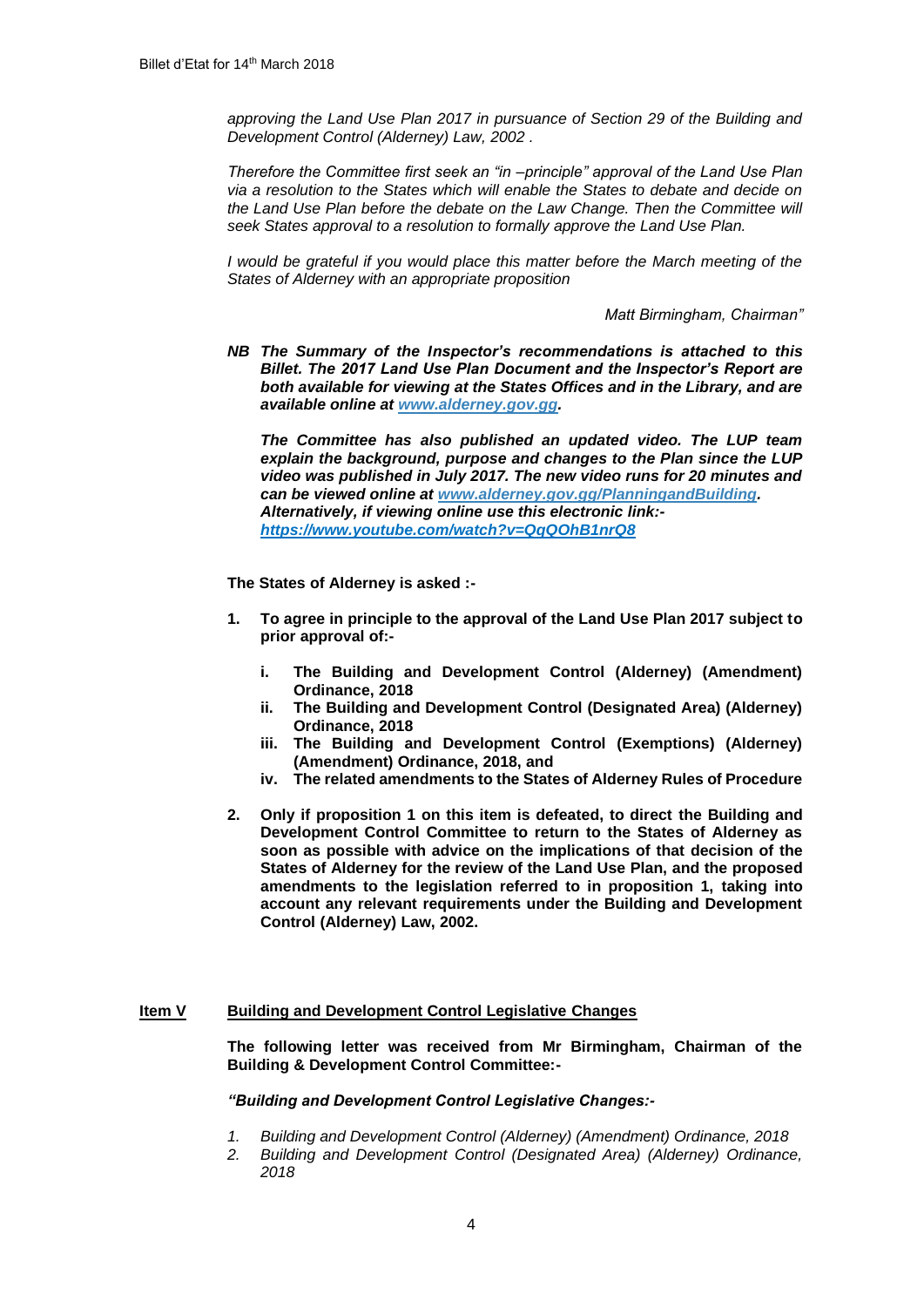*approving the Land Use Plan 2017 in pursuance of Section 29 of the Building and Development Control (Alderney) Law, 2002 .*

*Therefore the Committee first seek an "in –principle" approval of the Land Use Plan via a resolution to the States which will enable the States to debate and decide on the Land Use Plan before the debate on the Law Change. Then the Committee will seek States approval to a resolution to formally approve the Land Use Plan.*

*I would be grateful if you would place this matter before the March meeting of the States of Alderney with an appropriate proposition*

*Matt Birmingham, Chairman"*

***NB The Summary of the Inspector's recommendations is attached to this Billet. The 2017 Land Use Plan Document and the Inspector's Report are both available for viewing at the States Offices and in the Library, and are available online at [www.alderney.gov.gg](www.alderney.gov.gg).***

***The Committee has also published an updated video. The LUP team explain the background, purpose and changes to the Plan since the LUP video was published in July 2017. The new video runs for 20 minutes and can be viewed online at [www.alderney.gov.gg/PlanningandBuilding](www.alderney.gov.gg/PlanningandBuilding). Alternatively, if viewing online use this electronic link:- [https://www.youtube.com/watch?v=QqQOhB1nrQ8](https://www.youtube.com/watch?v=QqQOhB1nrQ8)***

**The States of Alderney is asked :-**

1. **To agree in principle to the approval of the Land Use Plan 2017 subject to prior approval of:-**
   - **i. The Building and Development Control (Alderney) (Amendment) Ordinance, 2018**
   - **ii. The Building and Development Control (Designated Area) (Alderney) Ordinance, 2018**
   - **iii. The Building and Development Control (Exemptions) (Alderney) (Amendment) Ordinance, 2018, and**
   - **iv. The related amendments to the States of Alderney Rules of Procedure**
2. **Only if proposition 1 on this item is defeated, to direct the Building and Development Control Committee to return to the States of Alderney as soon as possible with advice on the implications of that decision of the States of Alderney for the review of the Land Use Plan, and the proposed amendments to the legislation referred to in proposition 1, taking into account any relevant requirements under the Building and Development Control (Alderney) Law, 2002.**

## Item V Building and Development Control Legislative Changes

**The following letter was received from Mr Birmingham, Chairman of the Building & Development Control Committee:-**

***"Building and Development Control Legislative Changes:-***

1. *Building and Development Control (Alderney) (Amendment) Ordinance, 2018*
2. *Building and Development Control (Designated Area) (Alderney) Ordinance, 2018*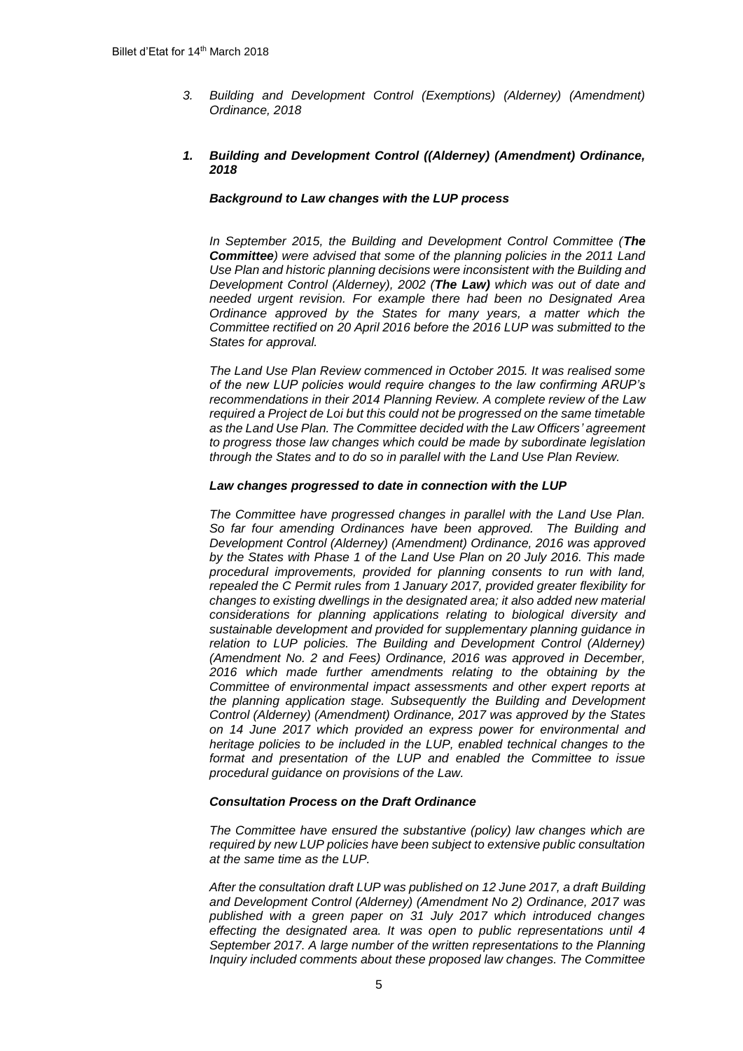*3. Building and Development Control (Exemptions) (Alderney) (Amendment) Ordinance, 2018*

***1. Building and Development Control ((Alderney) (Amendment) Ordinance, 2018***

***Background to Law changes with the LUP process***

*In September 2015, the Building and Development Control Committee (**The Committee**) were advised that some of the planning policies in the 2011 Land Use Plan and historic planning decisions were inconsistent with the Building and Development Control (Alderney), 2002 (**The Law)** which was out of date and needed urgent revision. For example there had been no Designated Area Ordinance approved by the States for many years, a matter which the Committee rectified on 20 April 2016 before the 2016 LUP was submitted to the States for approval.*

*The Land Use Plan Review commenced in October 2015. It was realised some of the new LUP policies would require changes to the law confirming ARUP's recommendations in their 2014 Planning Review. A complete review of the Law required a Project de Loi but this could not be progressed on the same timetable as the Land Use Plan. The Committee decided with the Law Officers' agreement to progress those law changes which could be made by subordinate legislation through the States and to do so in parallel with the Land Use Plan Review.*

***Law changes progressed to date in connection with the LUP***

*The Committee have progressed changes in parallel with the Land Use Plan. So far four amending Ordinances have been approved. The Building and Development Control (Alderney) (Amendment) Ordinance, 2016 was approved by the States with Phase 1 of the Land Use Plan on 20 July 2016. This made procedural improvements, provided for planning consents to run with land, repealed the C Permit rules from 1 January 2017, provided greater flexibility for changes to existing dwellings in the designated area; it also added new material considerations for planning applications relating to biological diversity and sustainable development and provided for supplementary planning guidance in relation to LUP policies. The Building and Development Control (Alderney) (Amendment No. 2 and Fees) Ordinance, 2016 was approved in December, 2016 which made further amendments relating to the obtaining by the Committee of environmental impact assessments and other expert reports at the planning application stage. Subsequently the Building and Development Control (Alderney) (Amendment) Ordinance, 2017 was approved by the States on 14 June 2017 which provided an express power for environmental and heritage policies to be included in the LUP, enabled technical changes to the format and presentation of the LUP and enabled the Committee to issue procedural guidance on provisions of the Law.*

***Consultation Process on the Draft Ordinance***

*The Committee have ensured the substantive (policy) law changes which are required by new LUP policies have been subject to extensive public consultation at the same time as the LUP.*

*After the consultation draft LUP was published on 12 June 2017, a draft Building and Development Control (Alderney) (Amendment No 2) Ordinance, 2017 was published with a green paper on 31 July 2017 which introduced changes effecting the designated area. It was open to public representations until 4 September 2017. A large number of the written representations to the Planning Inquiry included comments about these proposed law changes. The Committee*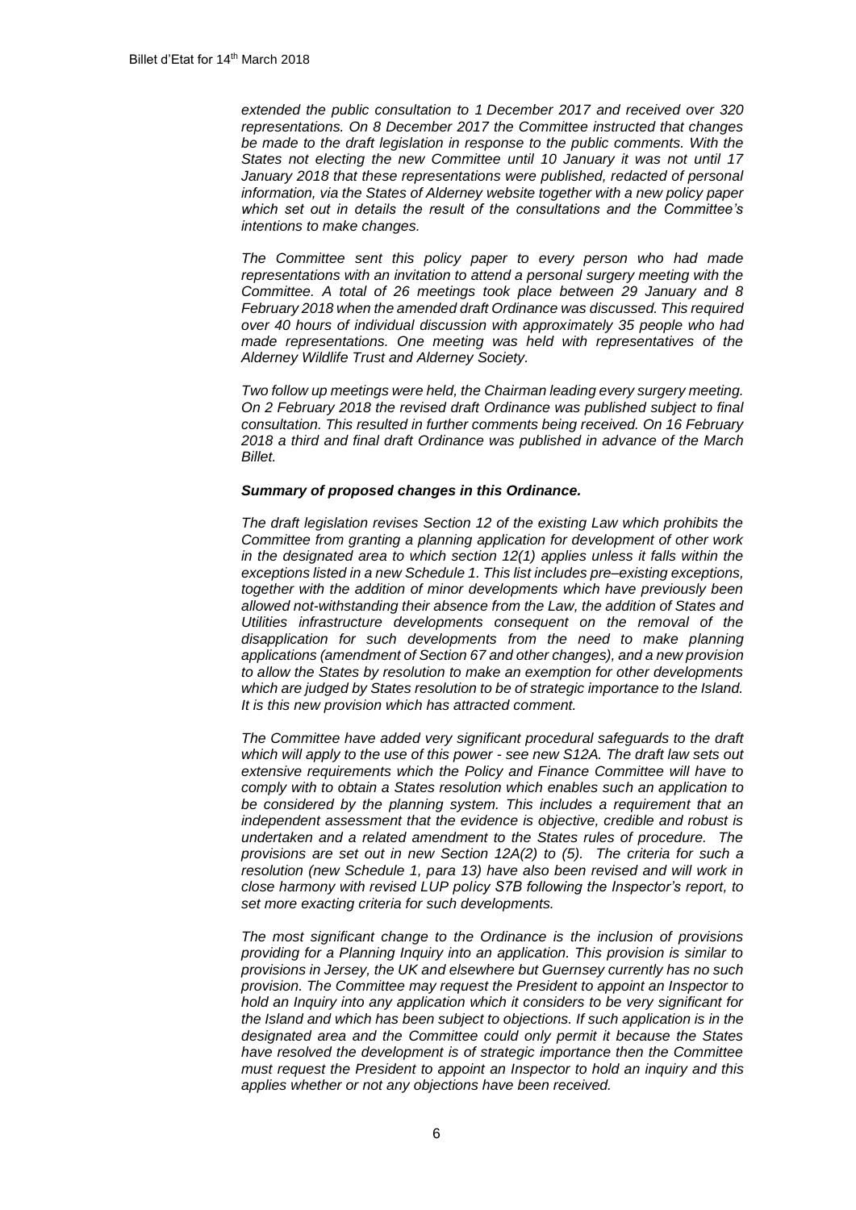*extended the public consultation to 1 December 2017 and received over 320 representations. On 8 December 2017 the Committee instructed that changes be made to the draft legislation in response to the public comments. With the States not electing the new Committee until 10 January it was not until 17 January 2018 that these representations were published, redacted of personal information, via the States of Alderney website together with a new policy paper which set out in details the result of the consultations and the Committee's intentions to make changes.*

*The Committee sent this policy paper to every person who had made representations with an invitation to attend a personal surgery meeting with the Committee. A total of 26 meetings took place between 29 January and 8 February 2018 when the amended draft Ordinance was discussed. This required over 40 hours of individual discussion with approximately 35 people who had made representations. One meeting was held with representatives of the Alderney Wildlife Trust and Alderney Society.*

*Two follow up meetings were held, the Chairman leading every surgery meeting. On 2 February 2018 the revised draft Ordinance was published subject to final consultation. This resulted in further comments being received. On 16 February 2018 a third and final draft Ordinance was published in advance of the March Billet.*

***Summary of proposed changes in this Ordinance.***

*The draft legislation revises Section 12 of the existing Law which prohibits the Committee from granting a planning application for development of other work in the designated area to which section 12(1) applies unless it falls within the exceptions listed in a new Schedule 1. This list includes pre–existing exceptions, together with the addition of minor developments which have previously been allowed not-withstanding their absence from the Law, the addition of States and Utilities infrastructure developments consequent on the removal of the disapplication for such developments from the need to make planning applications (amendment of Section 67 and other changes), and a new provision to allow the States by resolution to make an exemption for other developments which are judged by States resolution to be of strategic importance to the Island. It is this new provision which has attracted comment.*

*The Committee have added very significant procedural safeguards to the draft which will apply to the use of this power - see new S12A. The draft law sets out extensive requirements which the Policy and Finance Committee will have to comply with to obtain a States resolution which enables such an application to be considered by the planning system. This includes a requirement that an independent assessment that the evidence is objective, credible and robust is undertaken and a related amendment to the States rules of procedure. The provisions are set out in new Section 12A(2) to (5). The criteria for such a resolution (new Schedule 1, para 13) have also been revised and will work in close harmony with revised LUP policy S7B following the Inspector's report, to set more exacting criteria for such developments.*

*The most significant change to the Ordinance is the inclusion of provisions providing for a Planning Inquiry into an application. This provision is similar to provisions in Jersey, the UK and elsewhere but Guernsey currently has no such provision. The Committee may request the President to appoint an Inspector to hold an Inquiry into any application which it considers to be very significant for the Island and which has been subject to objections. If such application is in the designated area and the Committee could only permit it because the States have resolved the development is of strategic importance then the Committee must request the President to appoint an Inspector to hold an inquiry and this applies whether or not any objections have been received.*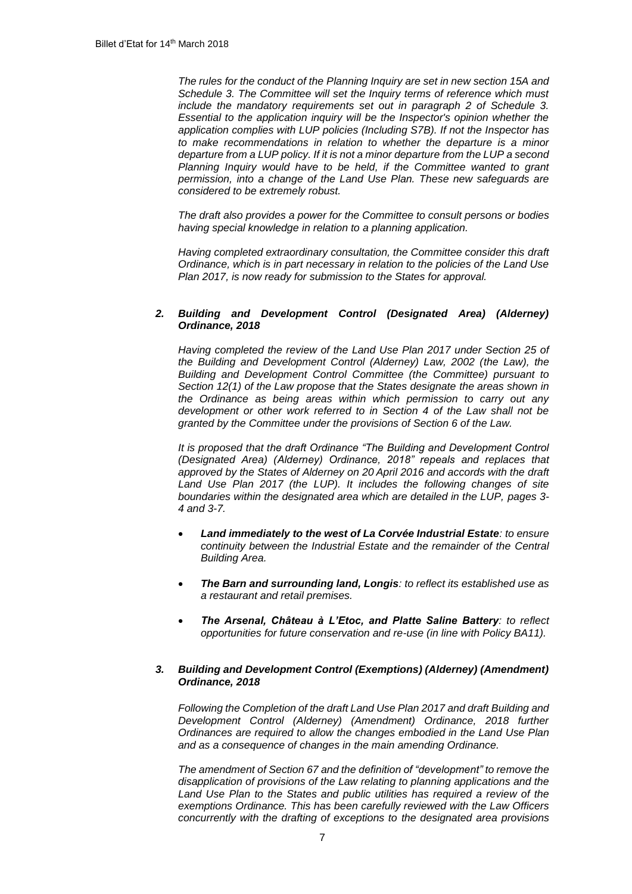*The rules for the conduct of the Planning Inquiry are set in new section 15A and Schedule 3. The Committee will set the Inquiry terms of reference which must include the mandatory requirements set out in paragraph 2 of Schedule 3. Essential to the application inquiry will be the Inspector's opinion whether the application complies with LUP policies (Including S7B). If not the Inspector has to make recommendations in relation to whether the departure is a minor departure from a LUP policy. If it is not a minor departure from the LUP a second Planning Inquiry would have to be held, if the Committee wanted to grant permission, into a change of the Land Use Plan. These new safeguards are considered to be extremely robust.*

*The draft also provides a power for the Committee to consult persons or bodies having special knowledge in relation to a planning application.*

*Having completed extraordinary consultation, the Committee consider this draft Ordinance, which is in part necessary in relation to the policies of the Land Use Plan 2017, is now ready for submission to the States for approval.*

### *2. Building and Development Control (Designated Area) (Alderney) Ordinance, 2018*

*Having completed the review of the Land Use Plan 2017 under Section 25 of the Building and Development Control (Alderney) Law, 2002 (the Law), the Building and Development Control Committee (the Committee) pursuant to Section 12(1) of the Law propose that the States designate the areas shown in the Ordinance as being areas within which permission to carry out any development or other work referred to in Section 4 of the Law shall not be granted by the Committee under the provisions of Section 6 of the Law.*

*It is proposed that the draft Ordinance "The Building and Development Control (Designated Area) (Alderney) Ordinance, 2018" repeals and replaces that approved by the States of Alderney on 20 April 2016 and accords with the draft Land Use Plan 2017 (the LUP). It includes the following changes of site boundaries within the designated area which are detailed in the LUP, pages 3-4 and 3-7.*

- ***Land immediately to the west of La Corvée Industrial Estate**: to ensure continuity between the Industrial Estate and the remainder of the Central Building Area.*
- ***The Barn and surrounding land, Longis**: to reflect its established use as a restaurant and retail premises.*
- ***The Arsenal, Château à L'Etoc, and Platte Saline Battery**: to reflect opportunities for future conservation and re-use (in line with Policy BA11).*

### *3. Building and Development Control (Exemptions) (Alderney) (Amendment) Ordinance, 2018*

*Following the Completion of the draft Land Use Plan 2017 and draft Building and Development Control (Alderney) (Amendment) Ordinance, 2018 further Ordinances are required to allow the changes embodied in the Land Use Plan and as a consequence of changes in the main amending Ordinance.*

*The amendment of Section 67 and the definition of "development" to remove the disapplication of provisions of the Law relating to planning applications and the Land Use Plan to the States and public utilities has required a review of the exemptions Ordinance. This has been carefully reviewed with the Law Officers concurrently with the drafting of exceptions to the designated area provisions*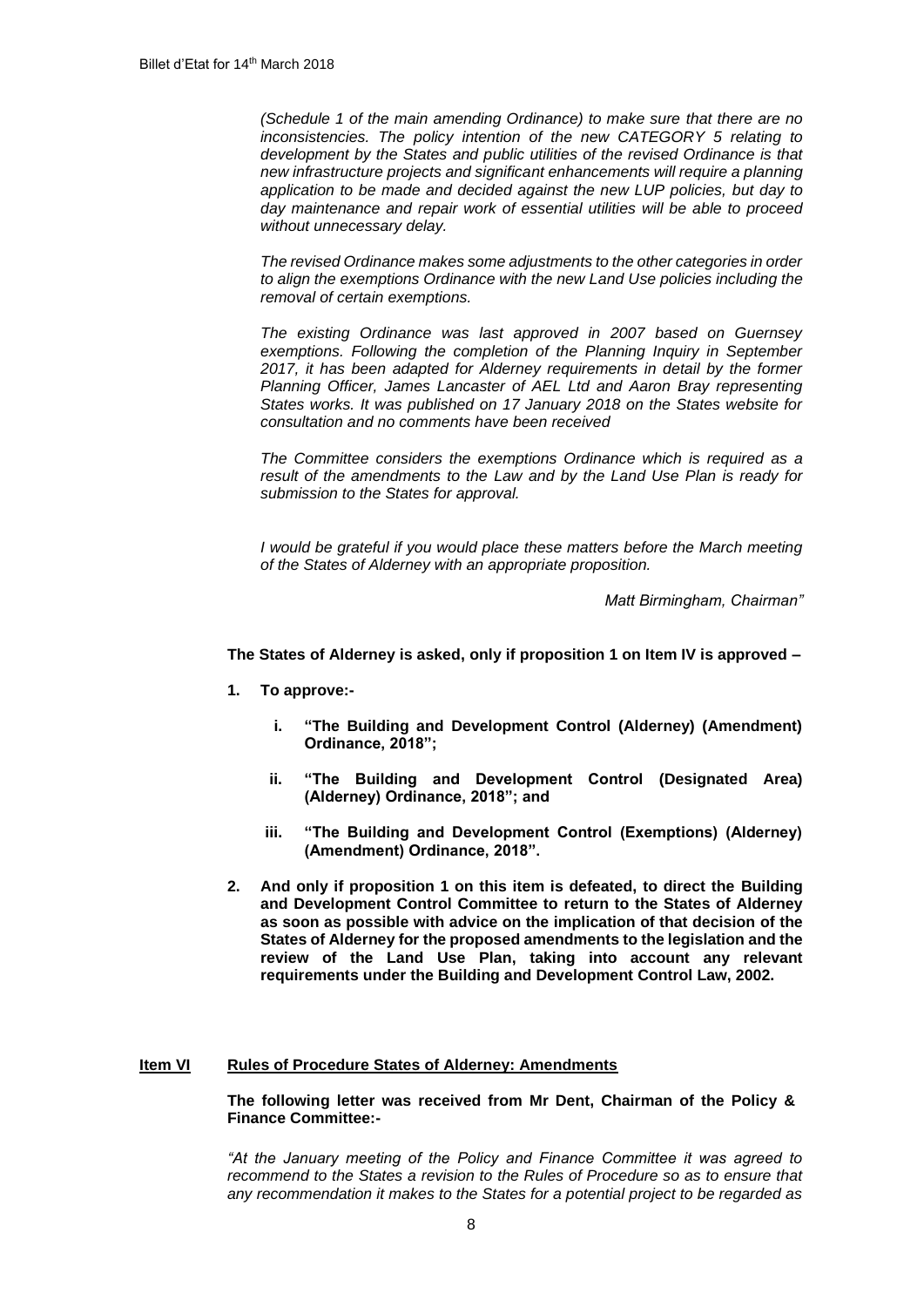*(Schedule 1 of the main amending Ordinance) to make sure that there are no inconsistencies. The policy intention of the new CATEGORY 5 relating to development by the States and public utilities of the revised Ordinance is that new infrastructure projects and significant enhancements will require a planning application to be made and decided against the new LUP policies, but day to day maintenance and repair work of essential utilities will be able to proceed without unnecessary delay.*

*The revised Ordinance makes some adjustments to the other categories in order to align the exemptions Ordinance with the new Land Use policies including the removal of certain exemptions.*

*The existing Ordinance was last approved in 2007 based on Guernsey exemptions. Following the completion of the Planning Inquiry in September 2017, it has been adapted for Alderney requirements in detail by the former Planning Officer, James Lancaster of AEL Ltd and Aaron Bray representing States works. It was published on 17 January 2018 on the States website for consultation and no comments have been received*

*The Committee considers the exemptions Ordinance which is required as a result of the amendments to the Law and by the Land Use Plan is ready for submission to the States for approval.*

*I would be grateful if you would place these matters before the March meeting of the States of Alderney with an appropriate proposition.*

*Matt Birmingham, Chairman"*

**The States of Alderney is asked, only if proposition 1 on Item IV is approved –**

1. **To approve:-**
   - i. **"The Building and Development Control (Alderney) (Amendment) Ordinance, 2018";**
   - ii. **"The Building and Development Control (Designated Area) (Alderney) Ordinance, 2018"; and**
   - iii. **"The Building and Development Control (Exemptions) (Alderney) (Amendment) Ordinance, 2018".**
2. **And only if proposition 1 on this item is defeated, to direct the Building and Development Control Committee to return to the States of Alderney as soon as possible with advice on the implication of that decision of the States of Alderney for the proposed amendments to the legislation and the review of the Land Use Plan, taking into account any relevant requirements under the Building and Development Control Law, 2002.**

## Item VI Rules of Procedure States of Alderney: Amendments

**The following letter was received from Mr Dent, Chairman of the Policy & Finance Committee:-**

*"At the January meeting of the Policy and Finance Committee it was agreed to recommend to the States a revision to the Rules of Procedure so as to ensure that any recommendation it makes to the States for a potential project to be regarded as*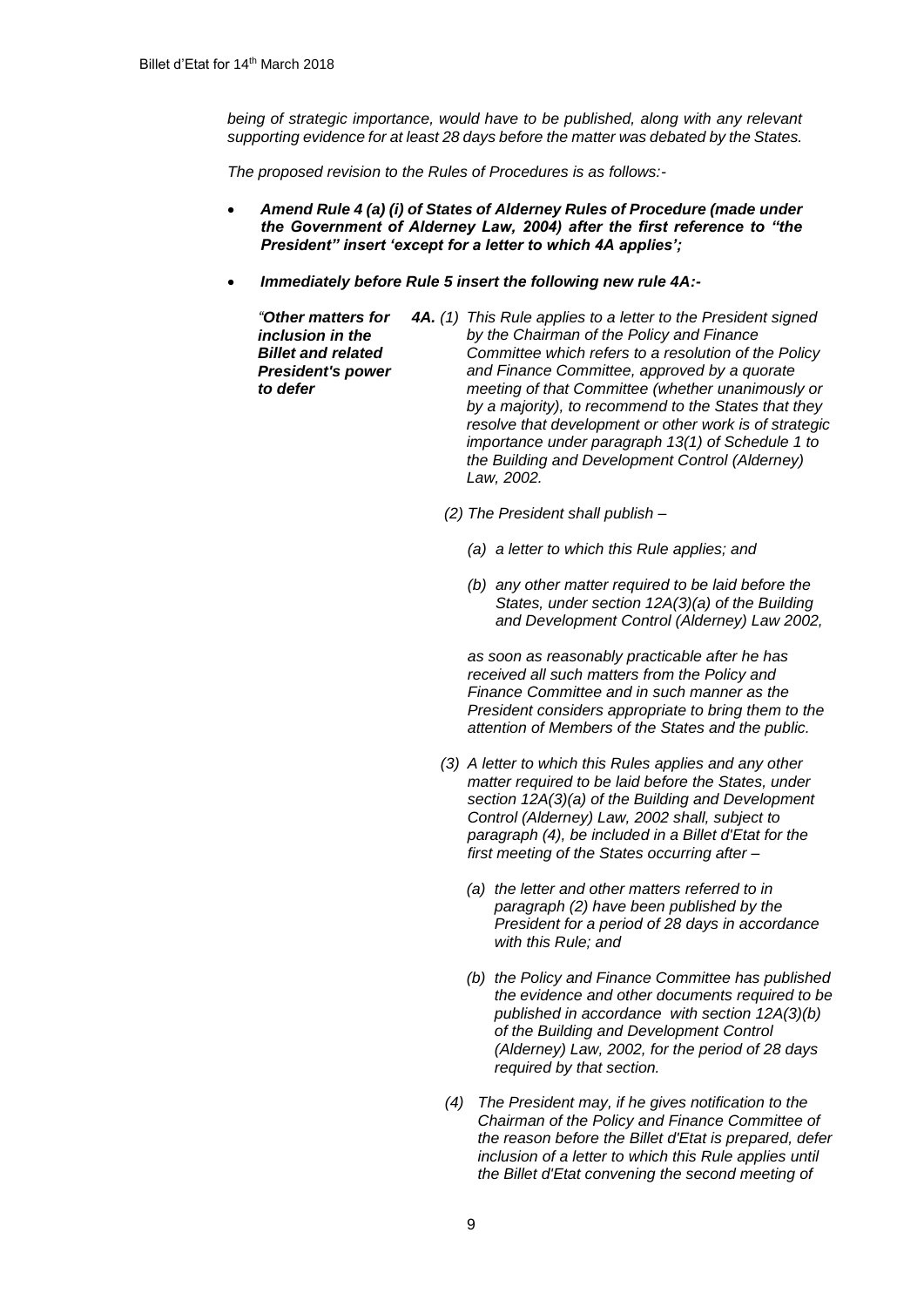*being of strategic importance, would have to be published, along with any relevant supporting evidence for at least 28 days before the matter was debated by the States.*

*The proposed revision to the Rules of Procedures is as follows:-*

- ***Amend Rule 4 (a) (i) of States of Alderney Rules of Procedure (made under the Government of Alderney Law, 2004) after the first reference to "the President" insert 'except for a letter to which 4A applies';***

- ***Immediately before Rule 5 insert the following new rule 4A:-***

*"**Other matters for inclusion in the Billet and related President's power to defer***

***4A.** (1) This Rule applies to a letter to the President signed by the Chairman of the Policy and Finance Committee which refers to a resolution of the Policy and Finance Committee, approved by a quorate meeting of that Committee (whether unanimously or by a majority), to recommend to the States that they resolve that development or other work is of strategic importance under paragraph 13(1) of Schedule 1 to the Building and Development Control (Alderney) Law, 2002.*

*(2) The President shall publish –*

*(a) a letter to which this Rule applies; and*

*(b) any other matter required to be laid before the States, under section 12A(3)(a) of the Building and Development Control (Alderney) Law 2002,*

*as soon as reasonably practicable after he has received all such matters from the Policy and Finance Committee and in such manner as the President considers appropriate to bring them to the attention of Members of the States and the public.*

*(3) A letter to which this Rules applies and any other matter required to be laid before the States, under section 12A(3)(a) of the Building and Development Control (Alderney) Law, 2002 shall, subject to paragraph (4), be included in a Billet d'Etat for the first meeting of the States occurring after –*

*(a) the letter and other matters referred to in paragraph (2) have been published by the President for a period of 28 days in accordance with this Rule; and*

*(b) the Policy and Finance Committee has published the evidence and other documents required to be published in accordance with section 12A(3)(b) of the Building and Development Control (Alderney) Law, 2002, for the period of 28 days required by that section.*

*(4) The President may, if he gives notification to the Chairman of the Policy and Finance Committee of the reason before the Billet d'Etat is prepared, defer inclusion of a letter to which this Rule applies until the Billet d'Etat convening the second meeting of*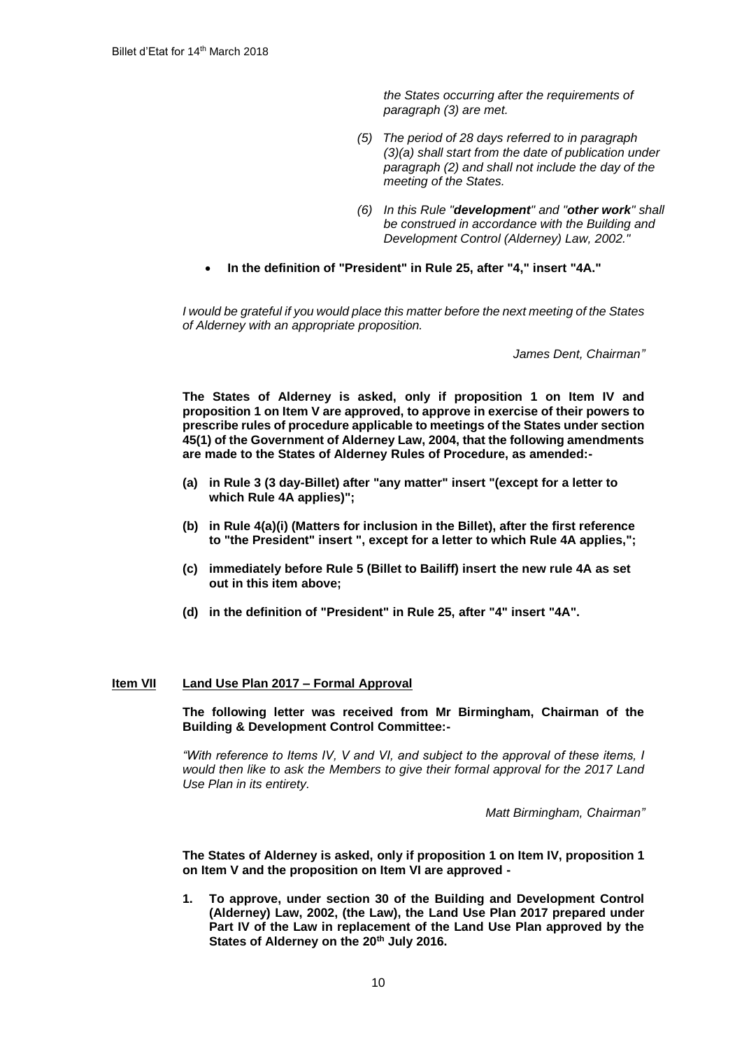*the States occurring after the requirements of paragraph (3) are met.*

*(5) The period of 28 days referred to in paragraph (3)(a) shall start from the date of publication under paragraph (2) and shall not include the day of the meeting of the States.*

*(6) In this Rule "**development**" and "**other work**" shall be construed in accordance with the Building and Development Control (Alderney) Law, 2002."*

- **In the definition of "President" in Rule 25, after "4," insert "4A."**

*I would be grateful if you would place this matter before the next meeting of the States of Alderney with an appropriate proposition.*

*James Dent, Chairman"*

**The States of Alderney is asked, only if proposition 1 on Item IV and proposition 1 on Item V are approved, to approve in exercise of their powers to prescribe rules of procedure applicable to meetings of the States under section 45(1) of the Government of Alderney Law, 2004, that the following amendments are made to the States of Alderney Rules of Procedure, as amended:-**

**(a) in Rule 3 (3 day-Billet) after "any matter" insert "(except for a letter to which Rule 4A applies)";**

**(b) in Rule 4(a)(i) (Matters for inclusion in the Billet), after the first reference to "the President" insert ", except for a letter to which Rule 4A applies,";**

**(c) immediately before Rule 5 (Billet to Bailiff) insert the new rule 4A as set out in this item above;**

**(d) in the definition of "President" in Rule 25, after "4" insert "4A".**

## Item VII Land Use Plan 2017 – Formal Approval

**The following letter was received from Mr Birmingham, Chairman of the Building & Development Control Committee:-**

*"With reference to Items IV, V and VI, and subject to the approval of these items, I would then like to ask the Members to give their formal approval for the 2017 Land Use Plan in its entirety.*

*Matt Birmingham, Chairman"*

**The States of Alderney is asked, only if proposition 1 on Item IV, proposition 1 on Item V and the proposition on Item VI are approved -**

**1. To approve, under section 30 of the Building and Development Control (Alderney) Law, 2002, (the Law), the Land Use Plan 2017 prepared under Part IV of the Law in replacement of the Land Use Plan approved by the States of Alderney on the 20th July 2016.**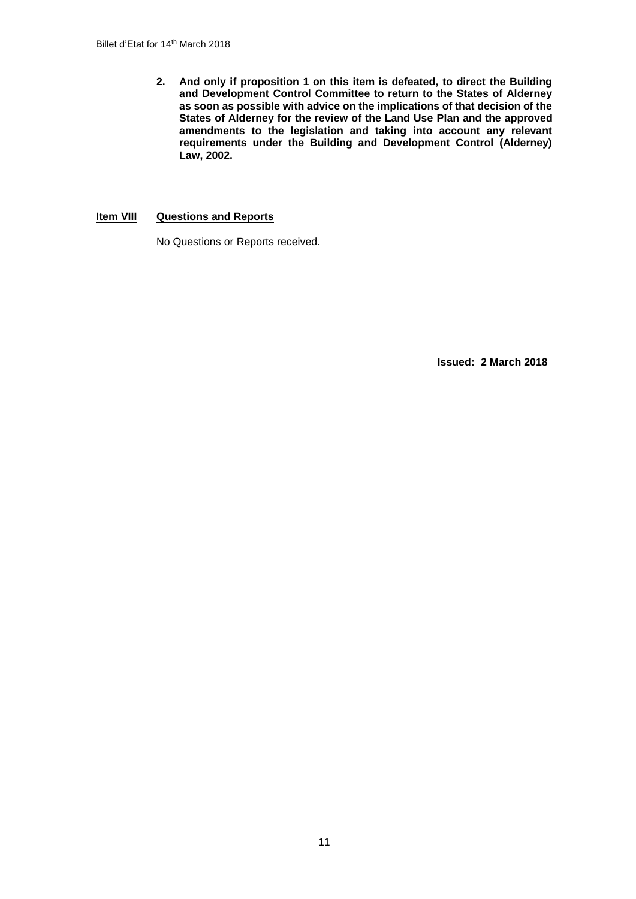**2. And only if proposition 1 on this item is defeated, to direct the Building and Development Control Committee to return to the States of Alderney as soon as possible with advice on the implications of that decision of the States of Alderney for the review of the Land Use Plan and the approved amendments to the legislation and taking into account any relevant requirements under the Building and Development Control (Alderney) Law, 2002.**

## **Item VIII Questions and Reports**

No Questions or Reports received.

**Issued: 2 March 2018**